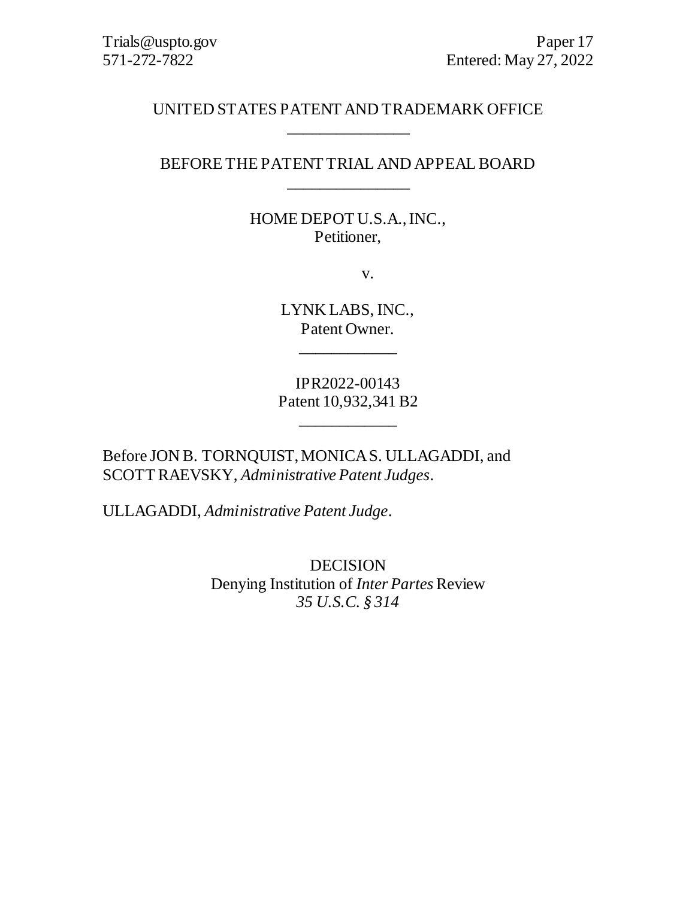Trials@uspto.gov  
571-272-7822

Paper 17  
Entered: May 27, 2022

UNITED STATES PATENT AND TRADEMARK OFFICE

---

BEFORE THE PATENT TRIAL AND APPEAL BOARD

---

HOME DEPOT U.S.A., INC.,  
Petitioner,

v.

LYNK LABS, INC.,  
Patent Owner.

---

IPR2022-00143  
Patent 10,932,341 B2

---

Before JON B. TORNQUIST, MONICA S. ULLAGADDI, and SCOTT RAEVSKY, *Administrative Patent Judges*.

ULLAGADDI, *Administrative Patent Judge*.

DECISION  
Denying Institution of *Inter Partes* Review  
*35 U.S.C. § 314*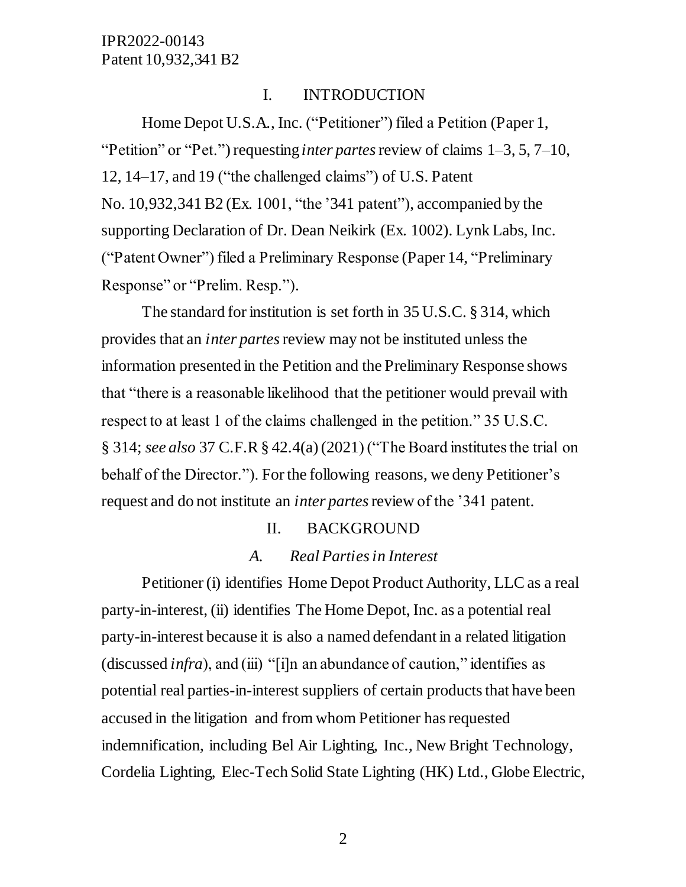## I. INTRODUCTION

Home Depot U.S.A., Inc. ("Petitioner") filed a Petition (Paper 1, "Petition" or "Pet.") requesting *inter partes* review of claims 1–3, 5, 7–10, 12, 14–17, and 19 ("the challenged claims") of U.S. Patent No. 10,932,341 B2 (Ex. 1001, "the '341 patent"), accompanied by the supporting Declaration of Dr. Dean Neikirk (Ex. 1002). Lynk Labs, Inc. ("Patent Owner") filed a Preliminary Response (Paper 14, "Preliminary Response" or "Prelim. Resp.").

The standard for institution is set forth in 35 U.S.C. § 314, which provides that an *inter partes* review may not be instituted unless the information presented in the Petition and the Preliminary Response shows that "there is a reasonable likelihood that the petitioner would prevail with respect to at least 1 of the claims challenged in the petition." 35 U.S.C. § 314; *see also* 37 C.F.R § 42.4(a) (2021) ("The Board institutes the trial on behalf of the Director."). For the following reasons, we deny Petitioner's request and do not institute an *inter partes* review of the '341 patent.

## II. BACKGROUND

### *A. Real Parties in Interest*

Petitioner (i) identifies Home Depot Product Authority, LLC as a real party-in-interest, (ii) identifies The Home Depot, Inc. as a potential real party-in-interest because it is also a named defendant in a related litigation (discussed *infra*), and (iii) "[i]n an abundance of caution," identifies as potential real parties-in-interest suppliers of certain products that have been accused in the litigation and from whom Petitioner has requested indemnification, including Bel Air Lighting, Inc., New Bright Technology, Cordelia Lighting, Elec-Tech Solid State Lighting (HK) Ltd., Globe Electric,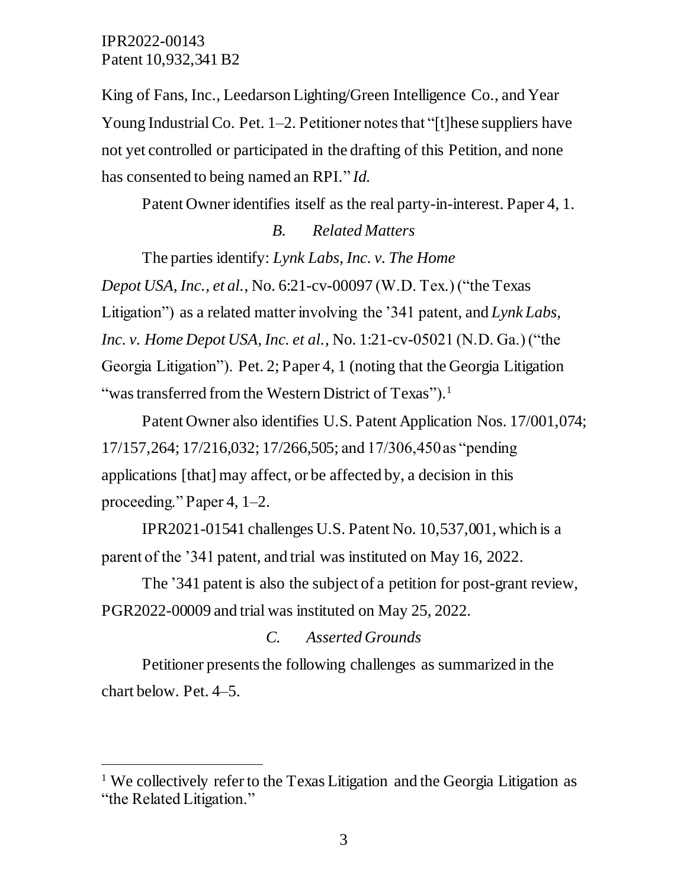King of Fans, Inc., Leedarson Lighting/Green Intelligence Co., and Year Young Industrial Co. Pet. 1–2. Petitioner notes that "[t]hese suppliers have not yet controlled or participated in the drafting of this Petition, and none has consented to being named an RPI." *Id.*

Patent Owner identifies itself as the real party-in-interest. Paper 4, 1.

### *B. Related Matters*

The parties identify: *Lynk Labs, Inc. v. The Home Depot USA, Inc., et al.*, No. 6:21-cv-00097 (W.D. Tex.) ("the Texas Litigation") as a related matter involving the '341 patent, and *Lynk Labs, Inc. v. Home Depot USA, Inc. et al.*, No. 1:21-cv-05021 (N.D. Ga.) ("the Georgia Litigation"). Pet. 2; Paper 4, 1 (noting that the Georgia Litigation "was transferred from the Western District of Texas").[1]

Patent Owner also identifies U.S. Patent Application Nos. 17/001,074; 17/157,264; 17/216,032; 17/266,505; and 17/306,450 as "pending applications [that] may affect, or be affected by, a decision in this proceeding." Paper 4, 1–2.

IPR2021-01541 challenges U.S. Patent No. 10,537,001, which is a parent of the '341 patent, and trial was instituted on May 16, 2022.

The '341 patent is also the subject of a petition for post-grant review, PGR2022-00009 and trial was instituted on May 25, 2022.

### *C. Asserted Grounds*

Petitioner presents the following challenges as summarized in the chart below. Pet. 4–5.

---

[1] We collectively refer to the Texas Litigation and the Georgia Litigation as "the Related Litigation."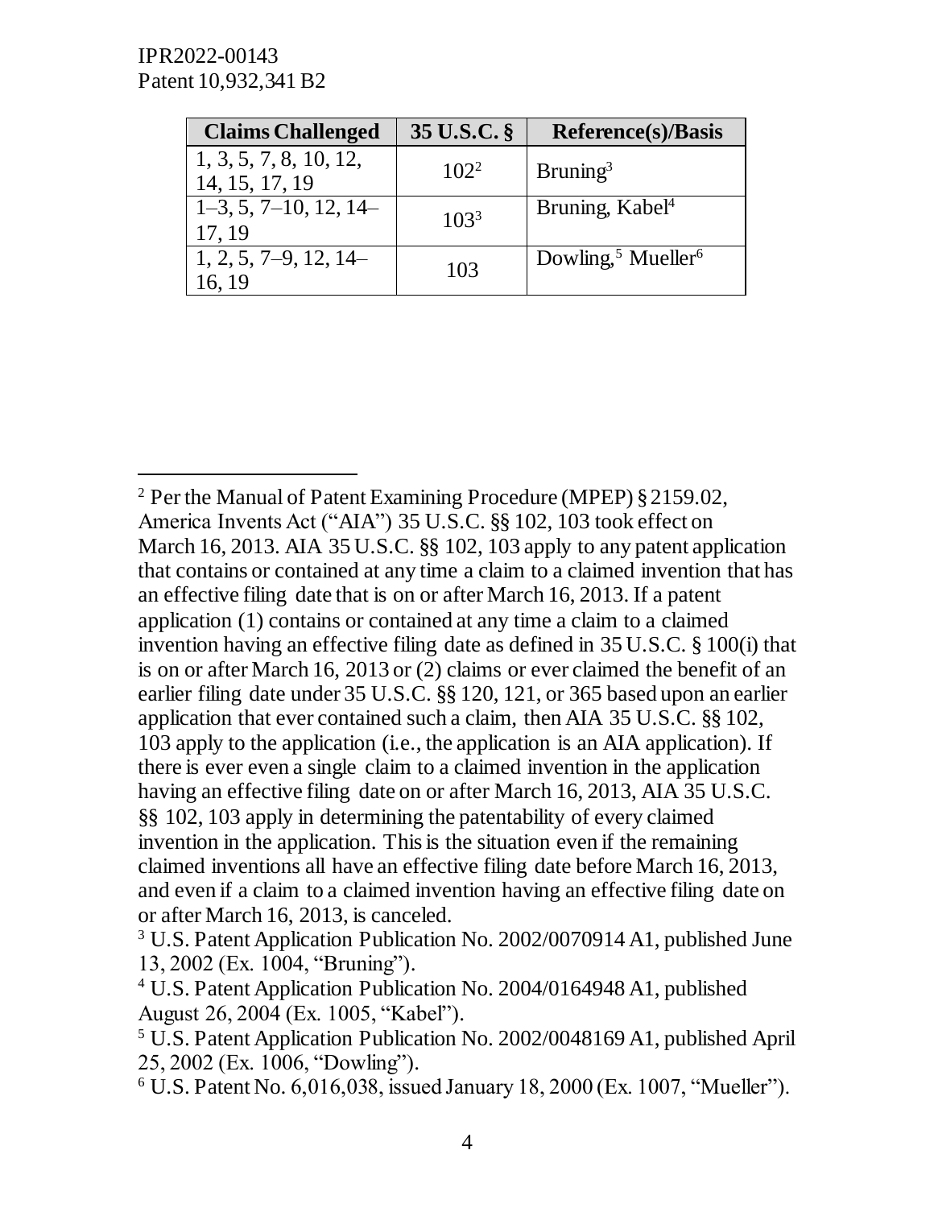| Claims Challenged | 35 U.S.C. § | Reference(s)/Basis |
|---|---|---|
| 1, 3, 5, 7, 8, 10, 12, 14, 15, 17, 19 | 102[2] | Bruning[3] |
| 1–3, 5, 7–10, 12, 14–17, 19 | 103[3] | Bruning, Kabel[4] |
| 1, 2, 5, 7–9, 12, 14–16, 19 | 103 | Dowling,[5] Mueller[6] |

---

[2] Per the Manual of Patent Examining Procedure (MPEP) § 2159.02, America Invents Act ("AIA") 35 U.S.C. §§ 102, 103 took effect on March 16, 2013. AIA 35 U.S.C. §§ 102, 103 apply to any patent application that contains or contained at any time a claim to a claimed invention that has an effective filing date that is on or after March 16, 2013. If a patent application (1) contains or contained at any time a claim to a claimed invention having an effective filing date as defined in 35 U.S.C. § 100(i) that is on or after March 16, 2013 or (2) claims or ever claimed the benefit of an earlier filing date under 35 U.S.C. §§ 120, 121, or 365 based upon an earlier application that ever contained such a claim, then AIA 35 U.S.C. §§ 102, 103 apply to the application (i.e., the application is an AIA application). If there is ever even a single claim to a claimed invention in the application having an effective filing date on or after March 16, 2013, AIA 35 U.S.C. §§ 102, 103 apply in determining the patentability of every claimed invention in the application. This is the situation even if the remaining claimed inventions all have an effective filing date before March 16, 2013, and even if a claim to a claimed invention having an effective filing date on or after March 16, 2013, is canceled.

[3] U.S. Patent Application Publication No. 2002/0070914 A1, published June 13, 2002 (Ex. 1004, "Bruning").

[4] U.S. Patent Application Publication No. 2004/0164948 A1, published August 26, 2004 (Ex. 1005, "Kabel").

[5] U.S. Patent Application Publication No. 2002/0048169 A1, published April 25, 2002 (Ex. 1006, "Dowling").

[6] U.S. Patent No. 6,016,038, issued January 18, 2000 (Ex. 1007, "Mueller").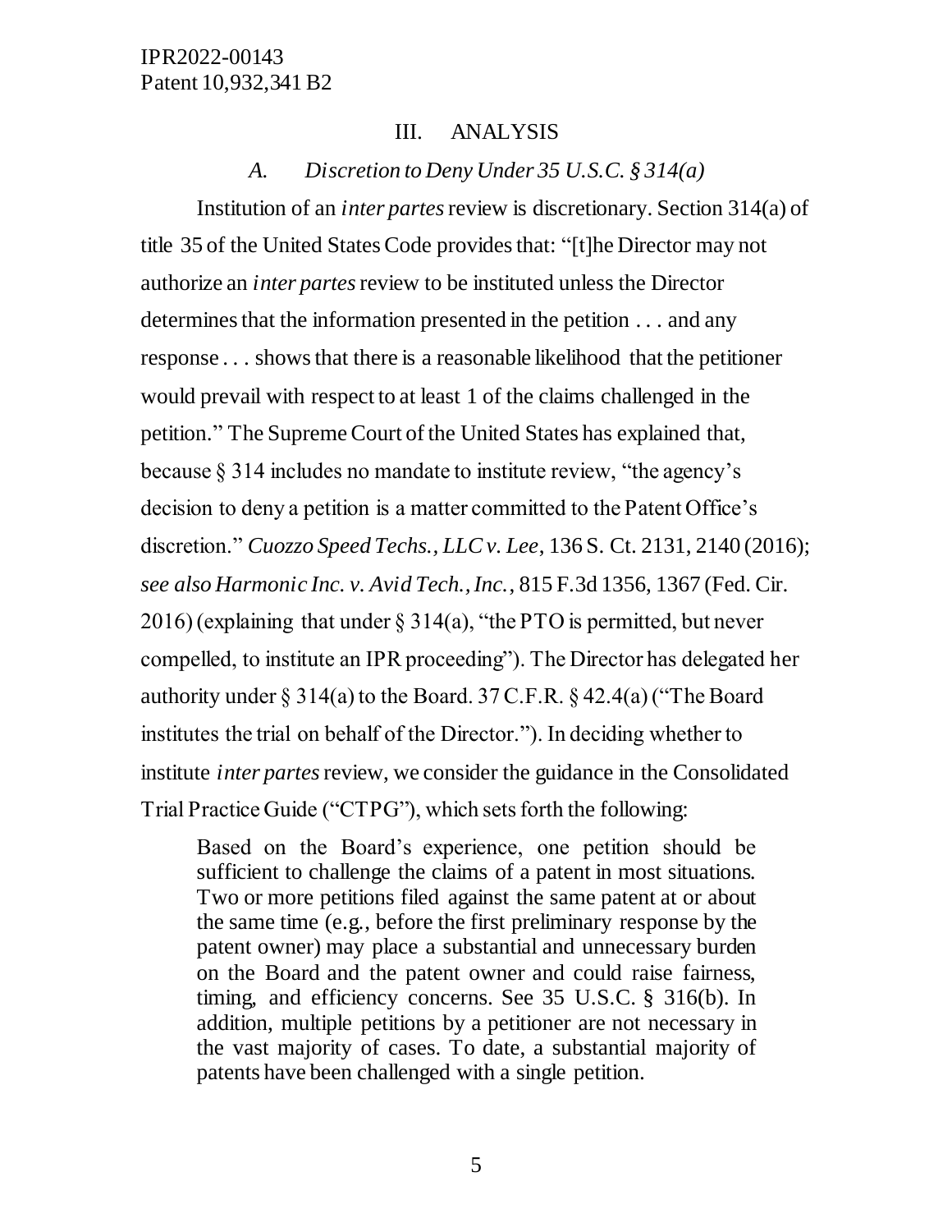## III. ANALYSIS

### *A. Discretion to Deny Under 35 U.S.C. § 314(a)*

Institution of an *inter partes* review is discretionary. Section 314(a) of title 35 of the United States Code provides that: "[t]he Director may not authorize an *inter partes* review to be instituted unless the Director determines that the information presented in the petition . . . and any response . . . shows that there is a reasonable likelihood that the petitioner would prevail with respect to at least 1 of the claims challenged in the petition." The Supreme Court of the United States has explained that, because § 314 includes no mandate to institute review, "the agency's decision to deny a petition is a matter committed to the Patent Office's discretion." *Cuozzo Speed Techs., LLC v. Lee*, 136 S. Ct. 2131, 2140 (2016); *see also Harmonic Inc. v. Avid Tech., Inc.*, 815 F.3d 1356, 1367 (Fed. Cir. 2016) (explaining that under § 314(a), "the PTO is permitted, but never compelled, to institute an IPR proceeding"). The Director has delegated her authority under § 314(a) to the Board. 37 C.F.R. § 42.4(a) ("The Board institutes the trial on behalf of the Director."). In deciding whether to institute *inter partes* review, we consider the guidance in the Consolidated Trial Practice Guide ("CTPG"), which sets forth the following:

> Based on the Board's experience, one petition should be sufficient to challenge the claims of a patent in most situations. Two or more petitions filed against the same patent at or about the same time (e.g., before the first preliminary response by the patent owner) may place a substantial and unnecessary burden on the Board and the patent owner and could raise fairness, timing, and efficiency concerns. See 35 U.S.C. § 316(b). In addition, multiple petitions by a petitioner are not necessary in the vast majority of cases. To date, a substantial majority of patents have been challenged with a single petition.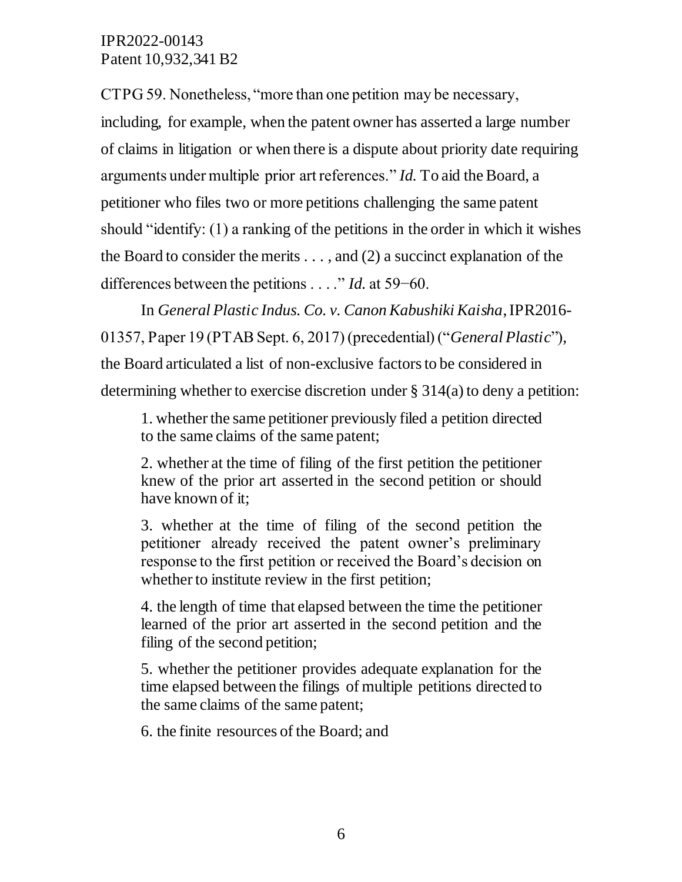CTPG 59. Nonetheless, "more than one petition may be necessary, including, for example, when the patent owner has asserted a large number of claims in litigation or when there is a dispute about priority date requiring arguments under multiple prior art references." *Id.* To aid the Board, a petitioner who files two or more petitions challenging the same patent should "identify: (1) a ranking of the petitions in the order in which it wishes the Board to consider the merits . . . , and (2) a succinct explanation of the differences between the petitions . . . ." *Id.* at 59−60.

In *General Plastic Indus. Co. v. Canon Kabushiki Kaisha*, IPR2016-01357, Paper 19 (PTAB Sept. 6, 2017) (precedential) ("*General Plastic*"), the Board articulated a list of non-exclusive factors to be considered in determining whether to exercise discretion under § 314(a) to deny a petition:

> 1. whether the same petitioner previously filed a petition directed to the same claims of the same patent;
>
> 2. whether at the time of filing of the first petition the petitioner knew of the prior art asserted in the second petition or should have known of it;
>
> 3. whether at the time of filing of the second petition the petitioner already received the patent owner's preliminary response to the first petition or received the Board's decision on whether to institute review in the first petition;
>
> 4. the length of time that elapsed between the time the petitioner learned of the prior art asserted in the second petition and the filing of the second petition;
>
> 5. whether the petitioner provides adequate explanation for the time elapsed between the filings of multiple petitions directed to the same claims of the same patent;
>
> 6. the finite resources of the Board; and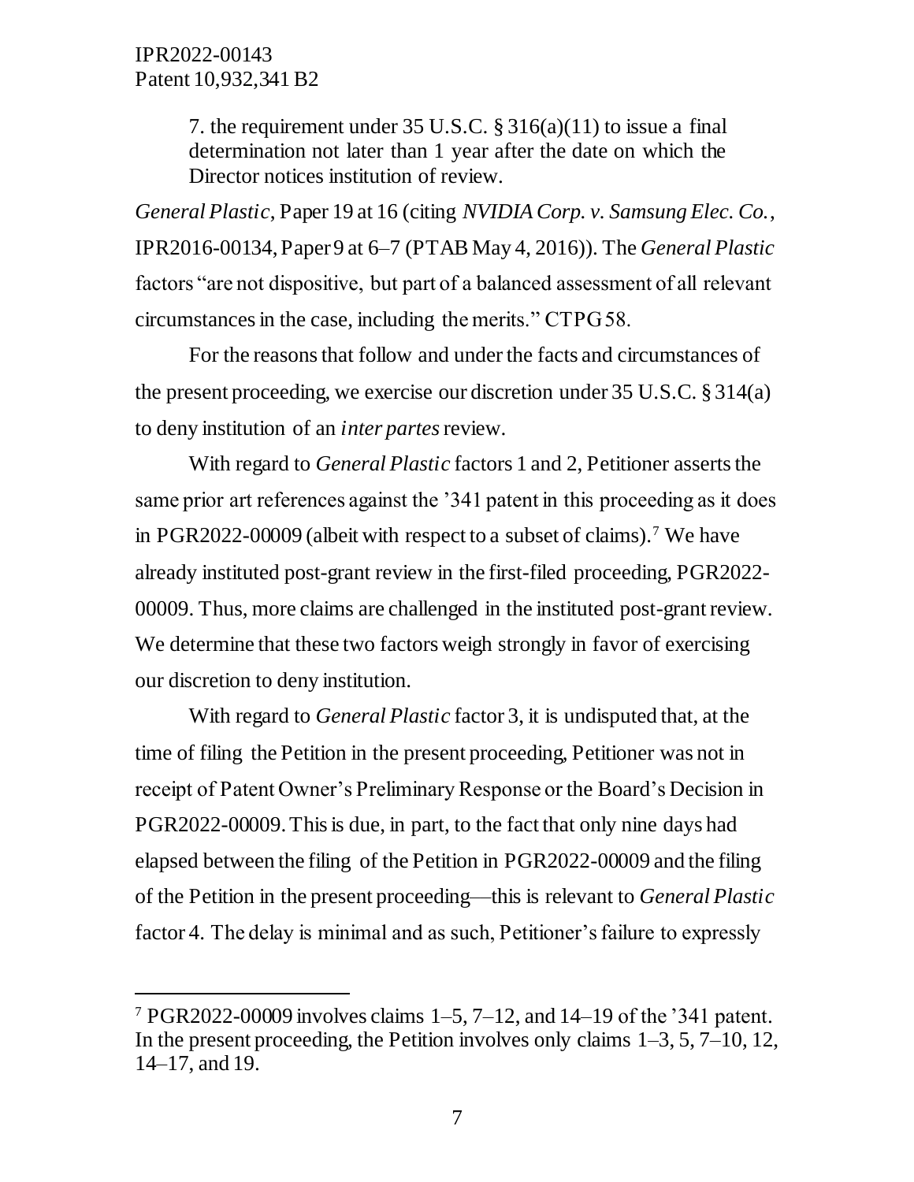> 7. the requirement under 35 U.S.C. § 316(a)(11) to issue a final determination not later than 1 year after the date on which the Director notices institution of review.

*General Plastic*, Paper 19 at 16 (citing *NVIDIA Corp. v. Samsung Elec. Co.*, IPR2016-00134, Paper 9 at 6–7 (PTAB May 4, 2016)). The *General Plastic* factors "are not dispositive, but part of a balanced assessment of all relevant circumstances in the case, including the merits." CTPG 58.

For the reasons that follow and under the facts and circumstances of the present proceeding, we exercise our discretion under 35 U.S.C. § 314(a) to deny institution of an *inter partes* review.

With regard to *General Plastic* factors 1 and 2, Petitioner asserts the same prior art references against the '341 patent in this proceeding as it does in PGR2022-00009 (albeit with respect to a subset of claims).[7] We have already instituted post-grant review in the first-filed proceeding, PGR2022-00009. Thus, more claims are challenged in the instituted post-grant review. We determine that these two factors weigh strongly in favor of exercising our discretion to deny institution.

With regard to *General Plastic* factor 3, it is undisputed that, at the time of filing the Petition in the present proceeding, Petitioner was not in receipt of Patent Owner's Preliminary Response or the Board's Decision in PGR2022-00009. This is due, in part, to the fact that only nine days had elapsed between the filing of the Petition in PGR2022-00009 and the filing of the Petition in the present proceeding—this is relevant to *General Plastic* factor 4. The delay is minimal and as such, Petitioner's failure to expressly

[7] PGR2022-00009 involves claims 1–5, 7–12, and 14–19 of the '341 patent. In the present proceeding, the Petition involves only claims 1–3, 5, 7–10, 12, 14–17, and 19.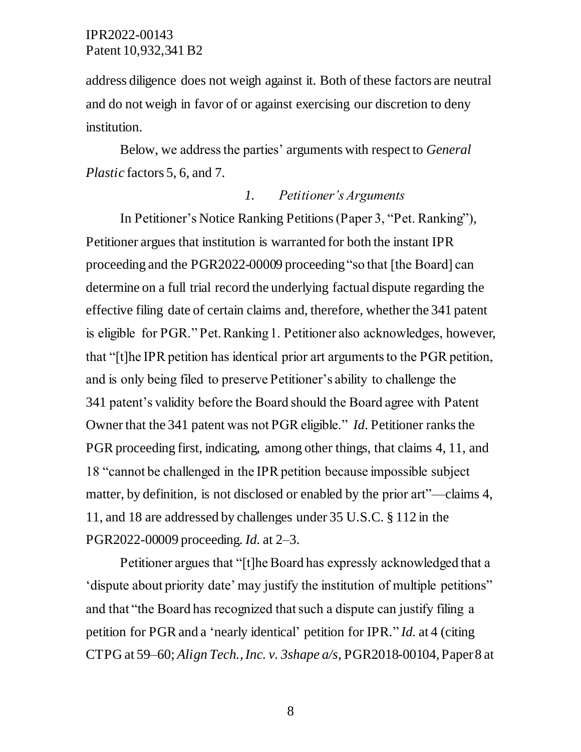address diligence does not weigh against it. Both of these factors are neutral and do not weigh in favor of or against exercising our discretion to deny institution.

Below, we address the parties' arguments with respect to *General Plastic* factors 5, 6, and 7.

### *1. Petitioner's Arguments*

In Petitioner's Notice Ranking Petitions (Paper 3, "Pet. Ranking"), Petitioner argues that institution is warranted for both the instant IPR proceeding and the PGR2022-00009 proceeding "so that [the Board] can determine on a full trial record the underlying factual dispute regarding the effective filing date of certain claims and, therefore, whether the 341 patent is eligible for PGR." Pet. Ranking 1. Petitioner also acknowledges, however, that "[t]he IPR petition has identical prior art arguments to the PGR petition, and is only being filed to preserve Petitioner's ability to challenge the 341 patent's validity before the Board should the Board agree with Patent Owner that the 341 patent was not PGR eligible." *Id.* Petitioner ranks the PGR proceeding first, indicating, among other things, that claims 4, 11, and 18 "cannot be challenged in the IPR petition because impossible subject matter, by definition, is not disclosed or enabled by the prior art"—claims 4, 11, and 18 are addressed by challenges under 35 U.S.C. § 112 in the PGR2022-00009 proceeding. *Id.* at 2–3.

Petitioner argues that "[t]he Board has expressly acknowledged that a 'dispute about priority date' may justify the institution of multiple petitions" and that "the Board has recognized that such a dispute can justify filing a petition for PGR and a 'nearly identical' petition for IPR." *Id.* at 4 (citing CTPG at 59–60; *Align Tech., Inc. v. 3shape a/s*, PGR2018-00104, Paper 8 at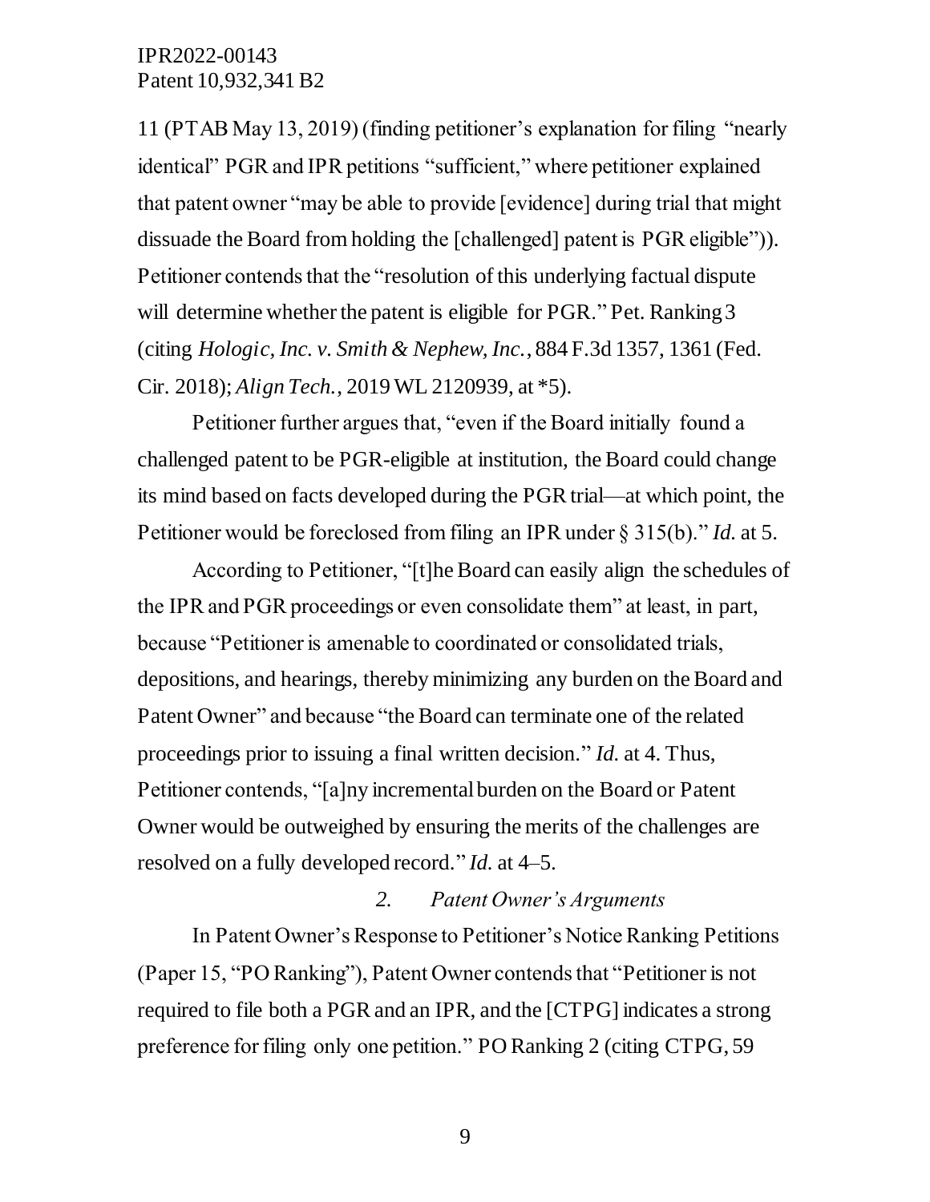11 (PTAB May 13, 2019) (finding petitioner's explanation for filing "nearly identical" PGR and IPR petitions "sufficient," where petitioner explained that patent owner "may be able to provide [evidence] during trial that might dissuade the Board from holding the [challenged] patent is PGR eligible")). Petitioner contends that the "resolution of this underlying factual dispute will determine whether the patent is eligible for PGR." Pet. Ranking 3 (citing *Hologic, Inc. v. Smith & Nephew, Inc.*, 884 F.3d 1357, 1361 (Fed. Cir. 2018); *Align Tech.*, 2019 WL 2120939, at *5).

Petitioner further argues that, "even if the Board initially found a challenged patent to be PGR-eligible at institution, the Board could change its mind based on facts developed during the PGR trial—at which point, the Petitioner would be foreclosed from filing an IPR under § 315(b)." *Id.* at 5.

According to Petitioner, "[t]he Board can easily align the schedules of the IPR and PGR proceedings or even consolidate them" at least, in part, because "Petitioner is amenable to coordinated or consolidated trials, depositions, and hearings, thereby minimizing any burden on the Board and Patent Owner" and because "the Board can terminate one of the related proceedings prior to issuing a final written decision." *Id.* at 4. Thus, Petitioner contends, "[a]ny incremental burden on the Board or Patent Owner would be outweighed by ensuring the merits of the challenges are resolved on a fully developed record." *Id.* at 4–5.

### 2. *Patent Owner's Arguments*

In Patent Owner's Response to Petitioner's Notice Ranking Petitions (Paper 15, "PO Ranking"), Patent Owner contends that "Petitioner is not required to file both a PGR and an IPR, and the [CTPG] indicates a strong preference for filing only one petition." PO Ranking 2 (citing CTPG, 59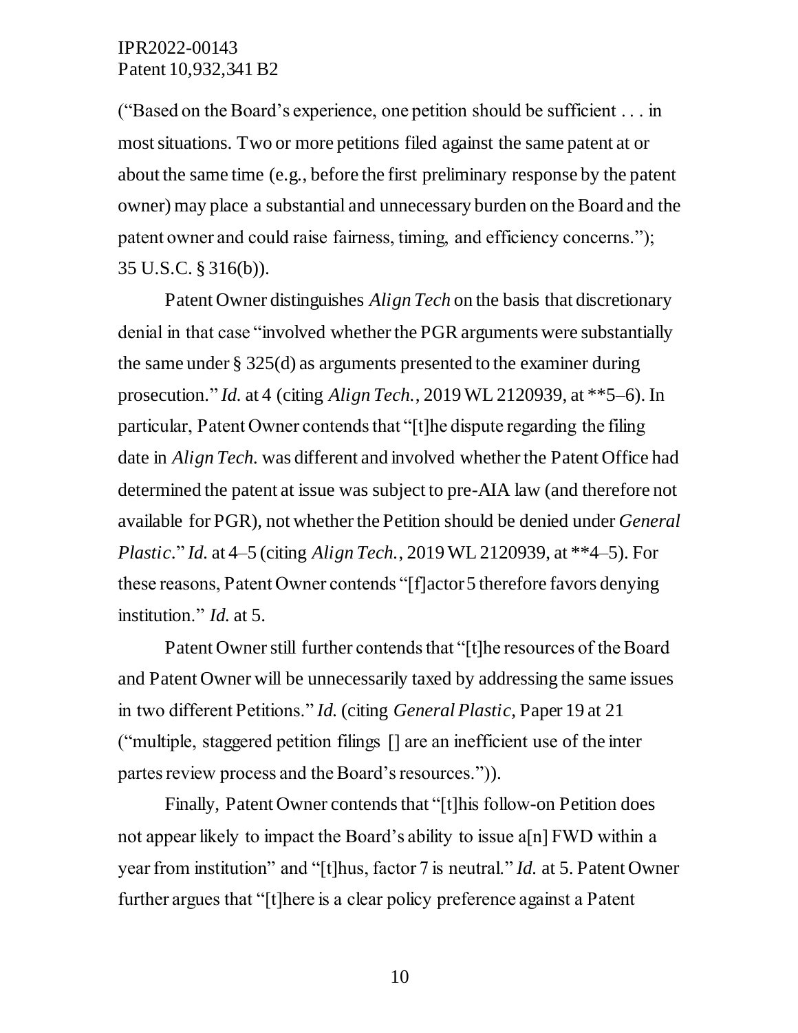("Based on the Board's experience, one petition should be sufficient . . . in most situations. Two or more petitions filed against the same patent at or about the same time (e.g., before the first preliminary response by the patent owner) may place a substantial and unnecessary burden on the Board and the patent owner and could raise fairness, timing, and efficiency concerns."); 35 U.S.C. § 316(b)).

Patent Owner distinguishes *Align Tech* on the basis that discretionary denial in that case "involved whether the PGR arguments were substantially the same under § 325(d) as arguments presented to the examiner during prosecution." *Id.* at 4 (citing *Align Tech.*, 2019 WL 2120939, at **5–6). In particular, Patent Owner contends that "[t]he dispute regarding the filing date in *Align Tech.* was different and involved whether the Patent Office had determined the patent at issue was subject to pre-AIA law (and therefore not available for PGR), not whether the Petition should be denied under *General Plastic*." *Id.* at 4–5 (citing *Align Tech.*, 2019 WL 2120939, at **4–5). For these reasons, Patent Owner contends "[f]actor 5 therefore favors denying institution." *Id.* at 5.

Patent Owner still further contends that "[t]he resources of the Board and Patent Owner will be unnecessarily taxed by addressing the same issues in two different Petitions." *Id.* (citing *General Plastic*, Paper 19 at 21 ("multiple, staggered petition filings [] are an inefficient use of the inter partes review process and the Board's resources.")).

Finally, Patent Owner contends that "[t]his follow-on Petition does not appear likely to impact the Board's ability to issue a[n] FWD within a year from institution" and "[t]hus, factor 7 is neutral." *Id.* at 5. Patent Owner further argues that "[t]here is a clear policy preference against a Patent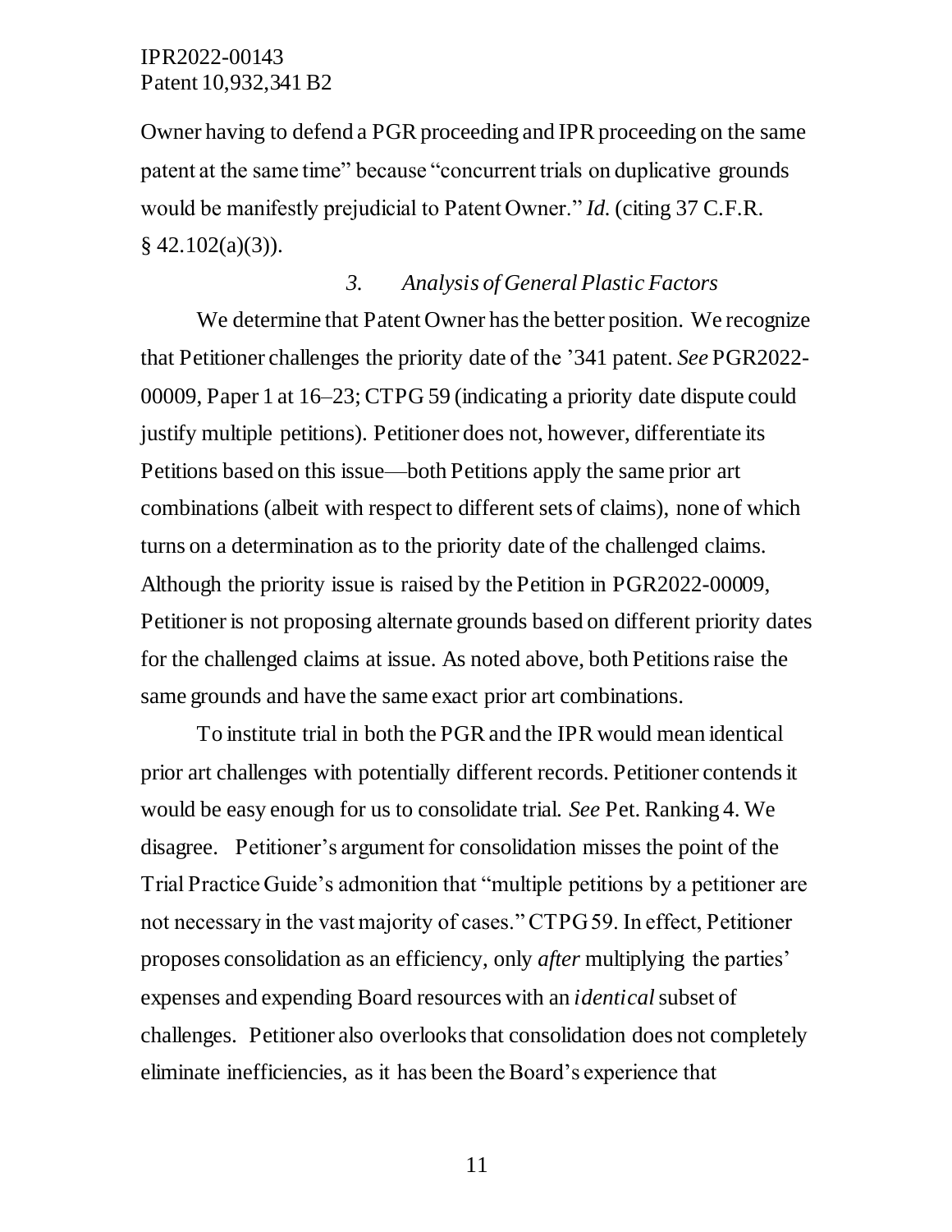Owner having to defend a PGR proceeding and IPR proceeding on the same patent at the same time" because "concurrent trials on duplicative grounds would be manifestly prejudicial to Patent Owner." *Id.* (citing 37 C.F.R. § 42.102(a)(3)).

### *3. Analysis of General Plastic Factors*

We determine that Patent Owner has the better position. We recognize that Petitioner challenges the priority date of the '341 patent. *See* PGR2022-00009, Paper 1 at 16–23; CTPG 59 (indicating a priority date dispute could justify multiple petitions). Petitioner does not, however, differentiate its Petitions based on this issue—both Petitions apply the same prior art combinations (albeit with respect to different sets of claims), none of which turns on a determination as to the priority date of the challenged claims. Although the priority issue is raised by the Petition in PGR2022-00009, Petitioner is not proposing alternate grounds based on different priority dates for the challenged claims at issue. As noted above, both Petitions raise the same grounds and have the same exact prior art combinations.

To institute trial in both the PGR and the IPR would mean identical prior art challenges with potentially different records. Petitioner contends it would be easy enough for us to consolidate trial. *See* Pet. Ranking 4. We disagree. Petitioner's argument for consolidation misses the point of the Trial Practice Guide's admonition that "multiple petitions by a petitioner are not necessary in the vast majority of cases." CTPG 59. In effect, Petitioner proposes consolidation as an efficiency, only *after* multiplying the parties' expenses and expending Board resources with an *identical* subset of challenges. Petitioner also overlooks that consolidation does not completely eliminate inefficiencies, as it has been the Board's experience that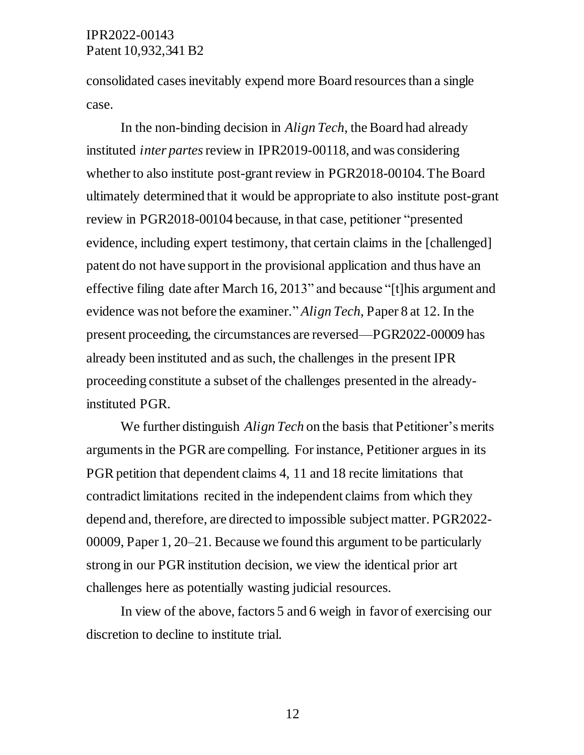consolidated cases inevitably expend more Board resources than a single case.

In the non-binding decision in *Align Tech*, the Board had already instituted *inter partes* review in IPR2019-00118, and was considering whether to also institute post-grant review in PGR2018-00104. The Board ultimately determined that it would be appropriate to also institute post-grant review in PGR2018-00104 because, in that case, petitioner "presented evidence, including expert testimony, that certain claims in the [challenged] patent do not have support in the provisional application and thus have an effective filing date after March 16, 2013" and because "[t]his argument and evidence was not before the examiner." *Align Tech*, Paper 8 at 12. In the present proceeding, the circumstances are reversed—PGR2022-00009 has already been instituted and as such, the challenges in the present IPR proceeding constitute a subset of the challenges presented in the already-instituted PGR.

We further distinguish *Align Tech* on the basis that Petitioner's merits arguments in the PGR are compelling. For instance, Petitioner argues in its PGR petition that dependent claims 4, 11 and 18 recite limitations that contradict limitations recited in the independent claims from which they depend and, therefore, are directed to impossible subject matter. PGR2022-00009, Paper 1, 20–21. Because we found this argument to be particularly strong in our PGR institution decision, we view the identical prior art challenges here as potentially wasting judicial resources.

In view of the above, factors 5 and 6 weigh in favor of exercising our discretion to decline to institute trial.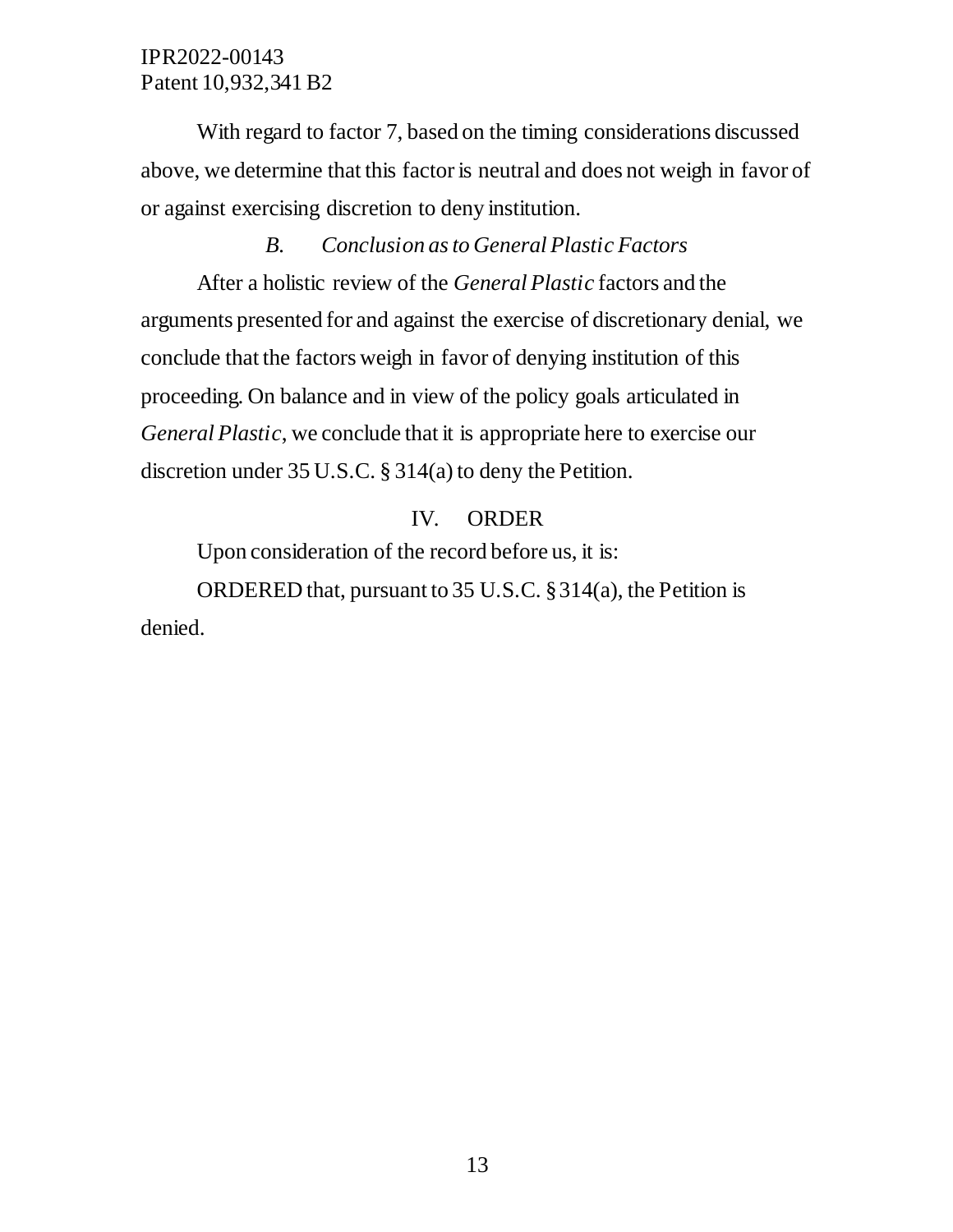With regard to factor 7, based on the timing considerations discussed above, we determine that this factor is neutral and does not weigh in favor of or against exercising discretion to deny institution.

### *B. Conclusion as to General Plastic Factors*

After a holistic review of the *General Plastic* factors and the arguments presented for and against the exercise of discretionary denial, we conclude that the factors weigh in favor of denying institution of this proceeding. On balance and in view of the policy goals articulated in *General Plastic*, we conclude that it is appropriate here to exercise our discretion under 35 U.S.C. § 314(a) to deny the Petition.

## IV. ORDER

Upon consideration of the record before us, it is:

ORDERED that, pursuant to 35 U.S.C. § 314(a), the Petition is denied.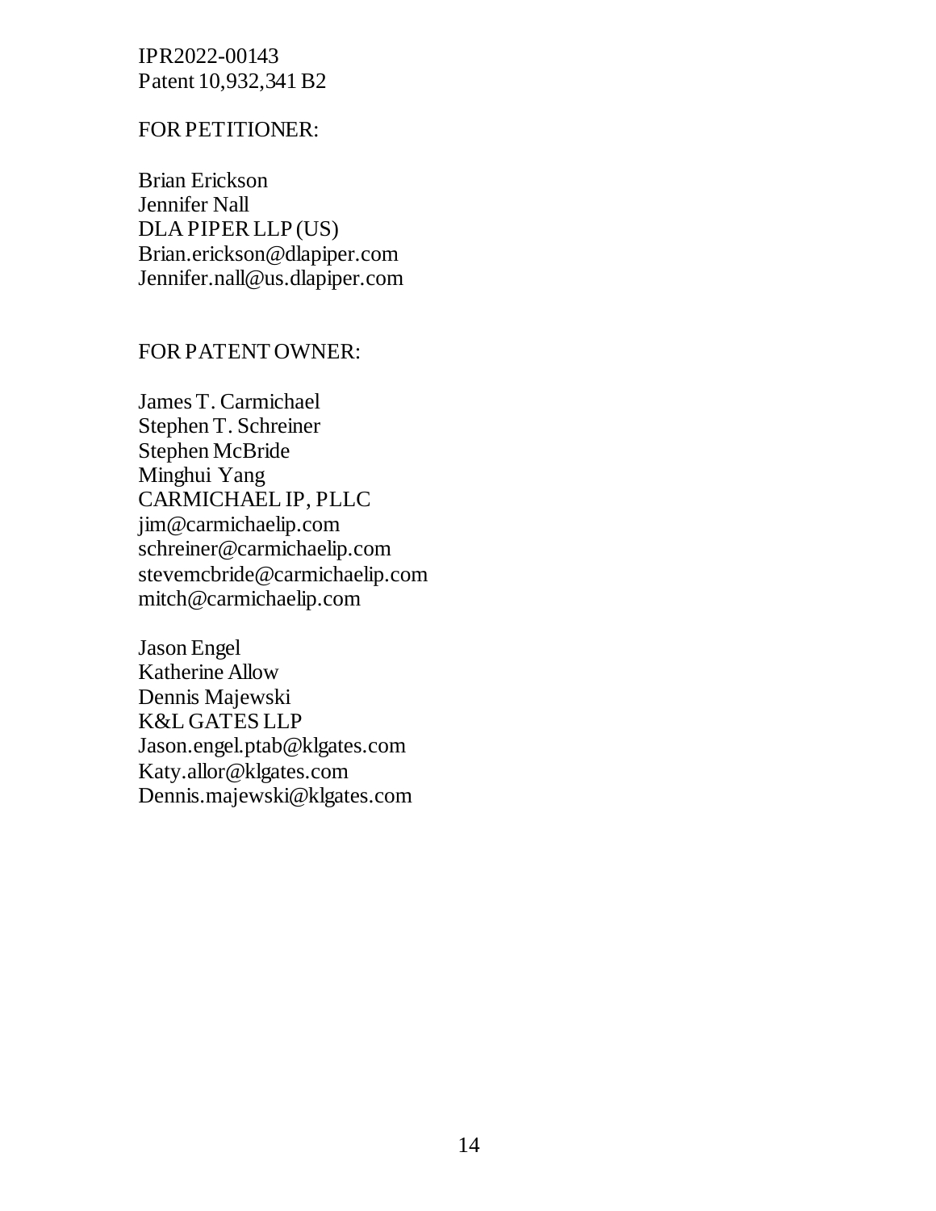FOR PETITIONER:

Brian Erickson
Jennifer Nall
DLA PIPER LLP (US)
Brian.erickson@dlapiper.com
Jennifer.nall@us.dlapiper.com

FOR PATENT OWNER:

James T. Carmichael
Stephen T. Schreiner
Stephen McBride
Minghui Yang
CARMICHAEL IP, PLLC
jim@carmichaelip.com
schreiner@carmichaelip.com
stevemcbride@carmichaelip.com
mitch@carmichaelip.com

Jason Engel
Katherine Allow
Dennis Majewski
K&L GATES LLP
Jason.engel.ptab@klgates.com
Katy.allor@klgates.com
Dennis.majewski@klgates.com